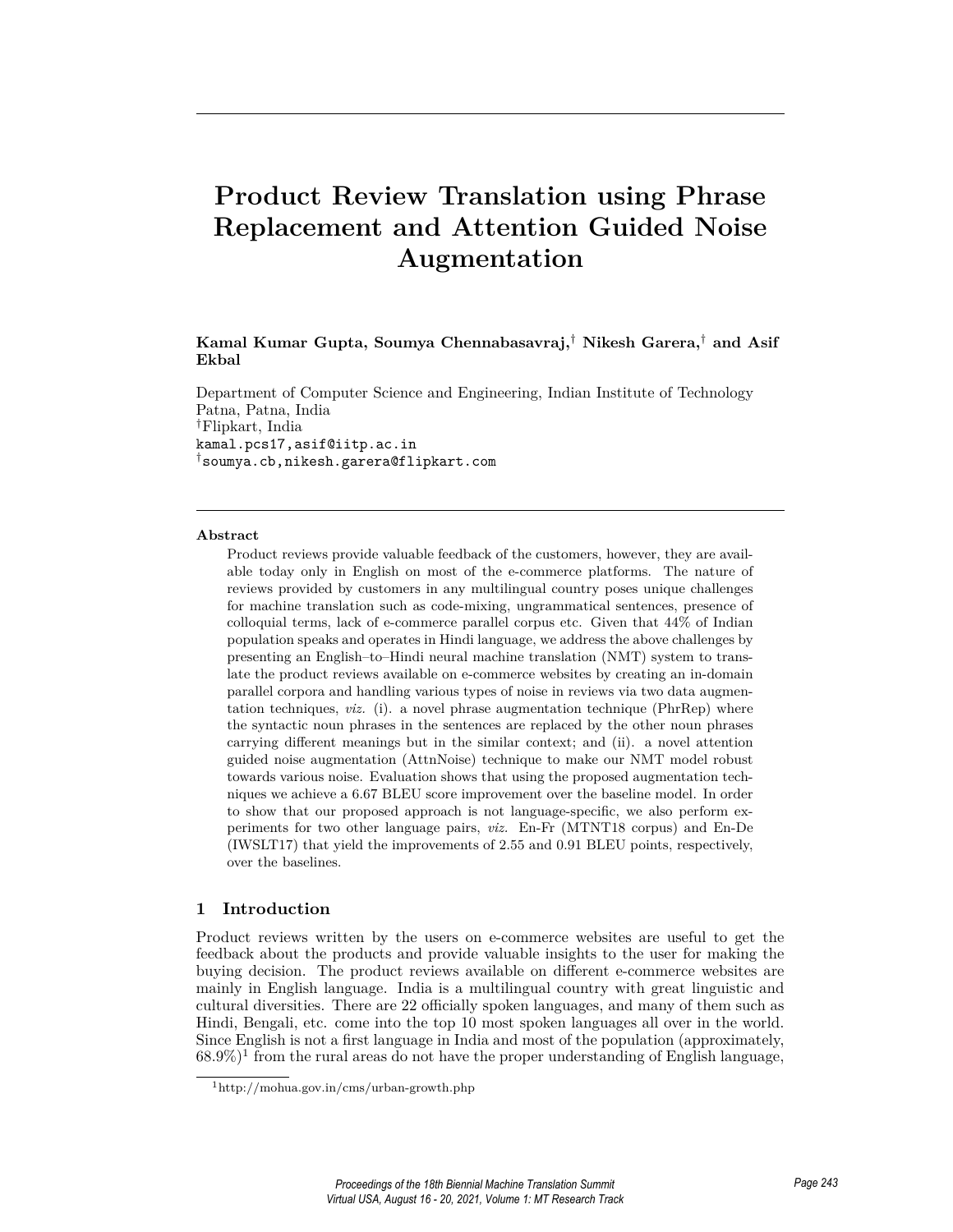# Product Review Translation using Phrase Replacement and Attention Guided Noise Augmentation

**Kamal Kumar Gupta, Soumya Chennabasavraj,[†] Nikesh Garera,[†] and Asif Ekbal**

Department of Computer Science and Engineering, Indian Institute of Technology Patna, Patna, India
[†]Flipkart, India
kamal.pcs17,asif@iitp.ac.in
[†]soumya.cb,nikesh.garera@flipkart.com

### Abstract

Product reviews provide valuable feedback of the customers, however, they are available today only in English on most of the e-commerce platforms. The nature of reviews provided by customers in any multilingual country poses unique challenges for machine translation such as code-mixing, ungrammatical sentences, presence of colloquial terms, lack of e-commerce parallel corpus etc. Given that 44% of Indian population speaks and operates in Hindi language, we address the above challenges by presenting an English–to–Hindi neural machine translation (NMT) system to translate the product reviews available on e-commerce websites by creating an in-domain parallel corpora and handling various types of noise in reviews via two data augmentation techniques, *viz.* (i). a novel phrase augmentation technique (PhrRep) where the syntactic noun phrases in the sentences are replaced by the other noun phrases carrying different meanings but in the similar context; and (ii). a novel attention guided noise augmentation (AttnNoise) technique to make our NMT model robust towards various noise. Evaluation shows that using the proposed augmentation techniques we achieve a 6.67 BLEU score improvement over the baseline model. In order to show that our proposed approach is not language-specific, we also perform experiments for two other language pairs, *viz.* En-Fr (MTNT18 corpus) and En-De (IWSLT17) that yield the improvements of 2.55 and 0.91 BLEU points, respectively, over the baselines.

## 1 Introduction

Product reviews written by the users on e-commerce websites are useful to get the feedback about the products and provide valuable insights to the user for making the buying decision. The product reviews available on different e-commerce websites are mainly in English language. India is a multilingual country with great linguistic and cultural diversities. There are 22 officially spoken languages, and many of them such as Hindi, Bengali, etc. come into the top 10 most spoken languages all over in the world. Since English is not a first language in India and most of the population (approximately, 68.9%)[1] from the rural areas do not have the proper understanding of English language,

[1] http://mohua.gov.in/cms/urban-growth.php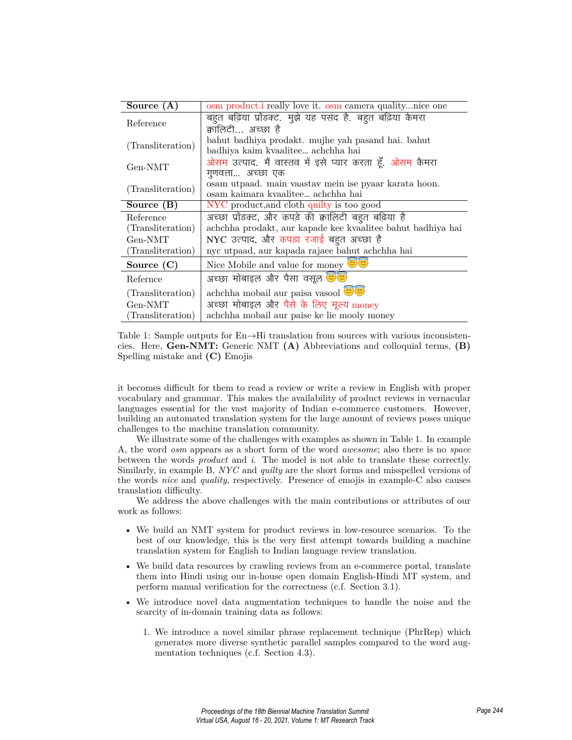| **Source (A)** | osm product.i really love it. osm camera quality...nice one |
|---|---|
| Reference | बहुत बढ़िया प्रॉडक्ट. मुझे यह पसंद है. बहुत बढ़िया कैमरा क्वालिटी... अच्छा है |
| (Transliteration) | bahut badhiya prodakt. mujhe yah pasand hai. bahut badhiya kaim kvaalitee... achchha hai |
| Gen-NMT | ओसम उत्पाद. मैं वास्तव में इसे प्यार करता हूँ. ओसम कैमरा गुणवत्ता... अच्छा एक |
| (Transliteration) | osam utpaad. main vaastav mein ise pyaar karata hoon. osam kaimara kvaalitee... achchha hai |
| **Source (B)** | NYC product,and cloth quilty is too good |
| Reference | अच्छा प्रॉडक्ट, और कपड़े की क्वालिटी बहुत बढ़िया है |
| (Transliteration) | achchha prodakt, aur kapade kee kvaalitee bahut badhiya hai |
| Gen-NMT | NYC उत्पाद, और कपड़ा रजाई बहुत अच्छा है |
| (Transliteration) | nyc utpaad, aur kapada rajaee bahut achchha hai |
| **Source (C)** | Nice Mobile and value for money 😇😇 |
| Refernce | अच्छा मोबाइल और पैसा वसूल 😇😇 |
| (Transliteration) | achchha mobail aur paisa vasool 😇😇 |
| Gen-NMT | अच्छा मोबाइल और पैसे के लिए मूल्य money |
| (Transliteration) | achchha mobail aur paise ke lie mooly money |

Table 1: Sample outputs for En→Hi translation from sources with various inconsistencies. Here, **Gen-NMT:** Generic NMT **(A)** Abbreviations and colloquial terms, **(B)** Spelling mistake and **(C)** Emojis

it becomes difficult for them to read a review or write a review in English with proper vocabulary and grammar. This makes the availability of product reviews in vernacular languages essential for the vast majority of Indian e-commerce customers. However, building an automated translation system for the large amount of reviews poses unique challenges to the machine translation community.

We illustrate some of the challenges with examples as shown in Table 1. In example A, the word *osm* appears as a short form of the word *awesome*; also there is no *space* between the words *product* and *i*. The model is not able to translate these correctly. Similarly, in example B, *NYC* and *quilty* are the short forms and misspelled versions of the words *nice* and *quality*, respectively. Presence of emojis in example-C also causes translation difficulty.

We address the above challenges with the main contributions or attributes of our work as follows:

- We build an NMT system for product reviews in low-resource scenarios. To the best of our knowledge, this is the very first attempt towards building a machine translation system for English to Indian language review translation.
- We build data resources by crawling reviews from an e-commerce portal, translate them into Hindi using our in-house open domain English-Hindi MT system, and perform manual verification for the correctness (c.f. Section 3.1).
- We introduce novel data augmentation techniques to handle the noise and the scarcity of in-domain training data as follows:
  1. We introduce a novel similar phrase replacement technique (PhrRep) which generates more diverse synthetic parallel samples compared to the word augmentation techniques (c.f. Section 4.3).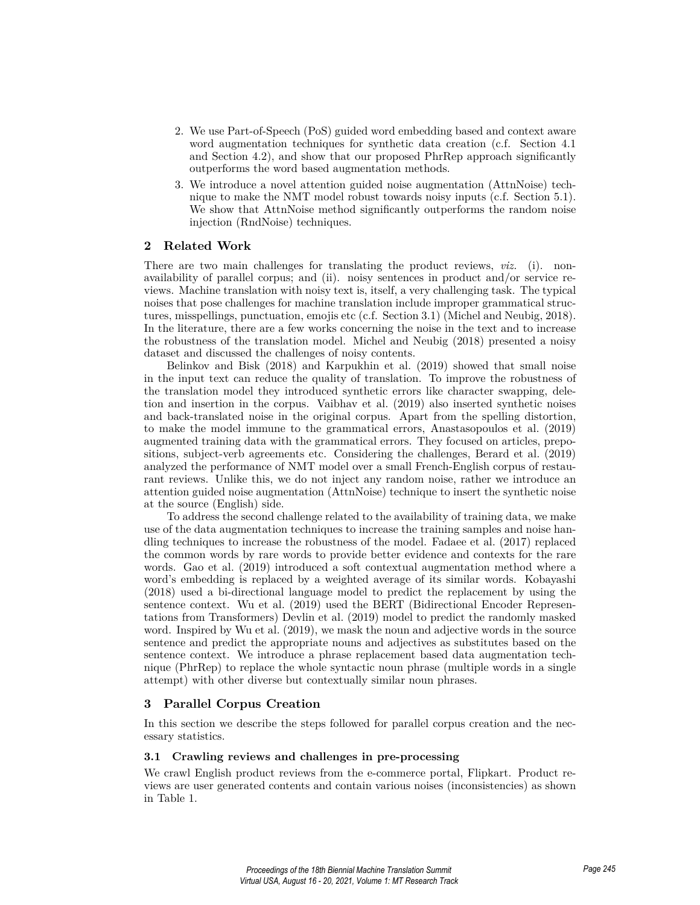2. We use Part-of-Speech (PoS) guided word embedding based and context aware word augmentation techniques for synthetic data creation (c.f. Section 4.1 and Section 4.2), and show that our proposed PhrRep approach significantly outperforms the word based augmentation methods.
3. We introduce a novel attention guided noise augmentation (AttnNoise) technique to make the NMT model robust towards noisy inputs (c.f. Section 5.1). We show that AttnNoise method significantly outperforms the random noise injection (RndNoise) techniques.

## 2 Related Work

There are two main challenges for translating the product reviews, *viz.* (i). non-availability of parallel corpus; and (ii). noisy sentences in product and/or service reviews. Machine translation with noisy text is, itself, a very challenging task. The typical noises that pose challenges for machine translation include improper grammatical structures, misspellings, punctuation, emojis etc (c.f. Section 3.1) (Michel and Neubig, 2018). In the literature, there are a few works concerning the noise in the text and to increase the robustness of the translation model. Michel and Neubig (2018) presented a noisy dataset and discussed the challenges of noisy contents.

Belinkov and Bisk (2018) and Karpukhin et al. (2019) showed that small noise in the input text can reduce the quality of translation. To improve the robustness of the translation model they introduced synthetic errors like character swapping, deletion and insertion in the corpus. Vaibhav et al. (2019) also inserted synthetic noises and back-translated noise in the original corpus. Apart from the spelling distortion, to make the model immune to the grammatical errors, Anastasopoulos et al. (2019) augmented training data with the grammatical errors. They focused on articles, prepositions, subject-verb agreements etc. Considering the challenges, Berard et al. (2019) analyzed the performance of NMT model over a small French-English corpus of restaurant reviews. Unlike this, we do not inject any random noise, rather we introduce an attention guided noise augmentation (AttnNoise) technique to insert the synthetic noise at the source (English) side.

To address the second challenge related to the availability of training data, we make use of the data augmentation techniques to increase the training samples and noise handling techniques to increase the robustness of the model. Fadaee et al. (2017) replaced the common words by rare words to provide better evidence and contexts for the rare words. Gao et al. (2019) introduced a soft contextual augmentation method where a word's embedding is replaced by a weighted average of its similar words. Kobayashi (2018) used a bi-directional language model to predict the replacement by using the sentence context. Wu et al. (2019) used the BERT (Bidirectional Encoder Representations from Transformers) Devlin et al. (2019) model to predict the randomly masked word. Inspired by Wu et al. (2019), we mask the noun and adjective words in the source sentence and predict the appropriate nouns and adjectives as substitutes based on the sentence context. We introduce a phrase replacement based data augmentation technique (PhrRep) to replace the whole syntactic noun phrase (multiple words in a single attempt) with other diverse but contextually similar noun phrases.

## 3 Parallel Corpus Creation

In this section we describe the steps followed for parallel corpus creation and the necessary statistics.

### 3.1 Crawling reviews and challenges in pre-processing

We crawl English product reviews from the e-commerce portal, Flipkart. Product reviews are user generated contents and contain various noises (inconsistencies) as shown in Table 1.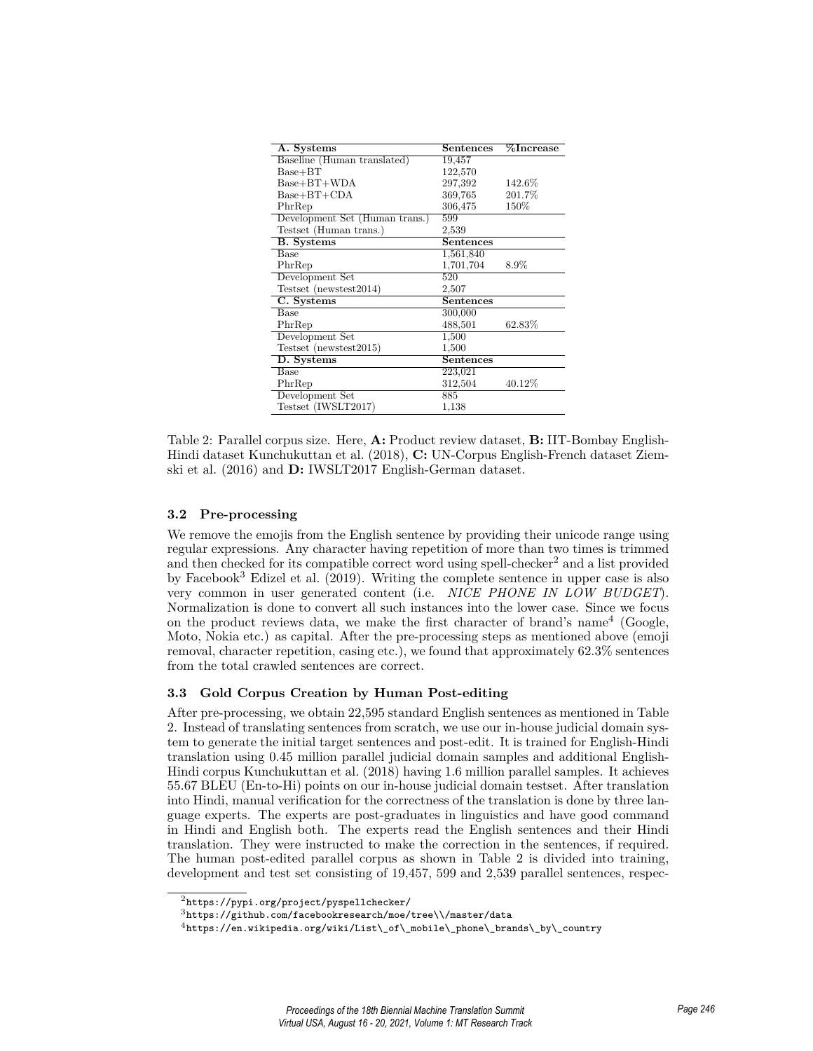| A. Systems | Sentences | %Increase |
|---|---|---|
| Baseline (Human translated) | 19,457 | |
| Base+BT | 122,570 | |
| Base+BT+WDA | 297,392 | 142.6% |
| Base+BT+CDA | 369,765 | 201.7% |
| PhrRep | 306,475 | 150% |
| Development Set (Human trans.) | 599 | |
| Testset (Human trans.) | 2,539 | |
| **B. Systems** | **Sentences** | |
| Base | 1,561,840 | |
| PhrRep | 1,701,704 | 8.9% |
| Development Set | 520 | |
| Testset (newstest2014) | 2,507 | |
| **C. Systems** | **Sentences** | |
| Base | 300,000 | |
| PhrRep | 488,501 | 62.83% |
| Development Set | 1,500 | |
| Testset (newstest2015) | 1,500 | |
| **D. Systems** | **Sentences** | |
| Base | 223,021 | |
| PhrRep | 312,504 | 40.12% |
| Development Set | 885 | |
| Testset (IWSLT2017) | 1,138 | |

Table 2: Parallel corpus size. Here, **A:** Product review dataset, **B:** IIT-Bombay English-Hindi dataset Kunchukuttan et al. (2018), **C:** UN-Corpus English-French dataset Ziemski et al. (2016) and **D:** IWSLT2017 English-German dataset.

### 3.2 Pre-processing

We remove the emojis from the English sentence by providing their unicode range using regular expressions. Any character having repetition of more than two times is trimmed and then checked for its compatible correct word using spell-checker[2] and a list provided by Facebook[3] Edizel et al. (2019). Writing the complete sentence in upper case is also very common in user generated content (i.e. *NICE PHONE IN LOW BUDGET*). Normalization is done to convert all such instances into the lower case. Since we focus on the product reviews data, we make the first character of brand's name[4] (Google, Moto, Nokia etc.) as capital. After the pre-processing steps as mentioned above (emoji removal, character repetition, casing etc.), we found that approximately 62.3% sentences from the total crawled sentences are correct.

### 3.3 Gold Corpus Creation by Human Post-editing

After pre-processing, we obtain 22,595 standard English sentences as mentioned in Table 2. Instead of translating sentences from scratch, we use our in-house judicial domain system to generate the initial target sentences and post-edit. It is trained for English-Hindi translation using 0.45 million parallel judicial domain samples and additional English-Hindi corpus Kunchukuttan et al. (2018) having 1.6 million parallel samples. It achieves 55.67 BLEU (En-to-Hi) points on our in-house judicial domain testset. After translation into Hindi, manual verification for the correctness of the translation is done by three language experts. The experts are post-graduates in linguistics and have good command in Hindi and English both. The experts read the English sentences and their Hindi translation. They were instructed to make the correction in the sentences, if required. The human post-edited parallel corpus as shown in Table 2 is divided into training, development and test set consisting of 19,457, 599 and 2,539 parallel sentences, respec-

[2] https://pypi.org/project/pyspellchecker/

[3] https://github.com/facebookresearch/moe/tree\/master/data

[4] https://en.wikipedia.org/wiki/List\_of\_mobile\_phone\_brands\_by\_country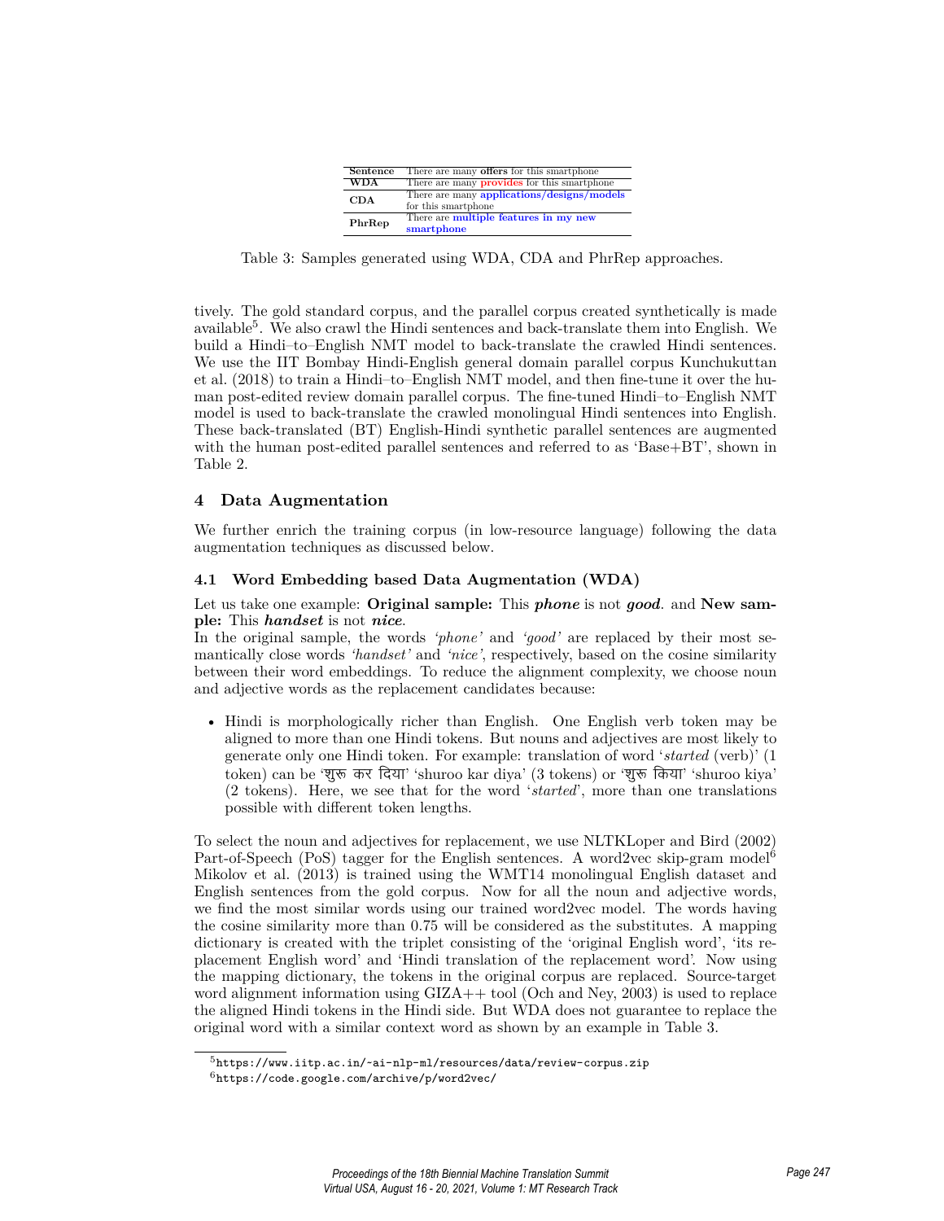| **Sentence** | There are many **offers** for this smartphone |
|---|---|
| **WDA** | There are many **provides** for this smartphone |
| **CDA** | There are many **applications/designs/models** for this smartphone |
| **PhrRep** | There are **multiple features in my new smartphone** |

Table 3: Samples generated using WDA, CDA and PhrRep approaches.

tively. The gold standard corpus, and the parallel corpus created synthetically is made available[5]. We also crawl the Hindi sentences and back-translate them into English. We build a Hindi–to–English NMT model to back-translate the crawled Hindi sentences. We use the IIT Bombay Hindi-English general domain parallel corpus Kunchukuttan et al. (2018) to train a Hindi–to–English NMT model, and then fine-tune it over the human post-edited review domain parallel corpus. The fine-tuned Hindi–to–English NMT model is used to back-translate the crawled monolingual Hindi sentences into English. These back-translated (BT) English-Hindi synthetic parallel sentences are augmented with the human post-edited parallel sentences and referred to as 'Base+BT', shown in Table 2.

## 4 Data Augmentation

We further enrich the training corpus (in low-resource language) following the data augmentation techniques as discussed below.

### 4.1 Word Embedding based Data Augmentation (WDA)

Let us take one example: **Original sample:** This ***phone*** is not ***good***. and **New sample:** This ***handset*** is not ***nice***.
In the original sample, the words *'phone'* and *'good'* are replaced by their most semantically close words *'handset'* and *'nice'*, respectively, based on the cosine similarity between their word embeddings. To reduce the alignment complexity, we choose noun and adjective words as the replacement candidates because:

- Hindi is morphologically richer than English. One English verb token may be aligned to more than one Hindi tokens. But nouns and adjectives are most likely to generate only one Hindi token. For example: translation of word '*started* (verb)' (1 token) can be 'शुरू कर दिया' 'shuroo kar diya' (3 tokens) or 'शुरू किया' 'shuroo kiya' (2 tokens). Here, we see that for the word '*started*', more than one translations possible with different token lengths.

To select the noun and adjectives for replacement, we use NLTKLoper and Bird (2002) Part-of-Speech (PoS) tagger for the English sentences. A word2vec skip-gram model[6] Mikolov et al. (2013) is trained using the WMT14 monolingual English dataset and English sentences from the gold corpus. Now for all the noun and adjective words, we find the most similar words using our trained word2vec model. The words having the cosine similarity more than 0.75 will be considered as the substitutes. A mapping dictionary is created with the triplet consisting of the 'original English word', 'its replacement English word' and 'Hindi translation of the replacement word'. Now using the mapping dictionary, the tokens in the original corpus are replaced. Source-target word alignment information using GIZA++ tool (Och and Ney, 2003) is used to replace the aligned Hindi tokens in the Hindi side. But WDA does not guarantee to replace the original word with a similar context word as shown by an example in Table 3.

[5] https://www.iitp.ac.in/~ai-nlp-ml/resources/data/review-corpus.zip

[6] https://code.google.com/archive/p/word2vec/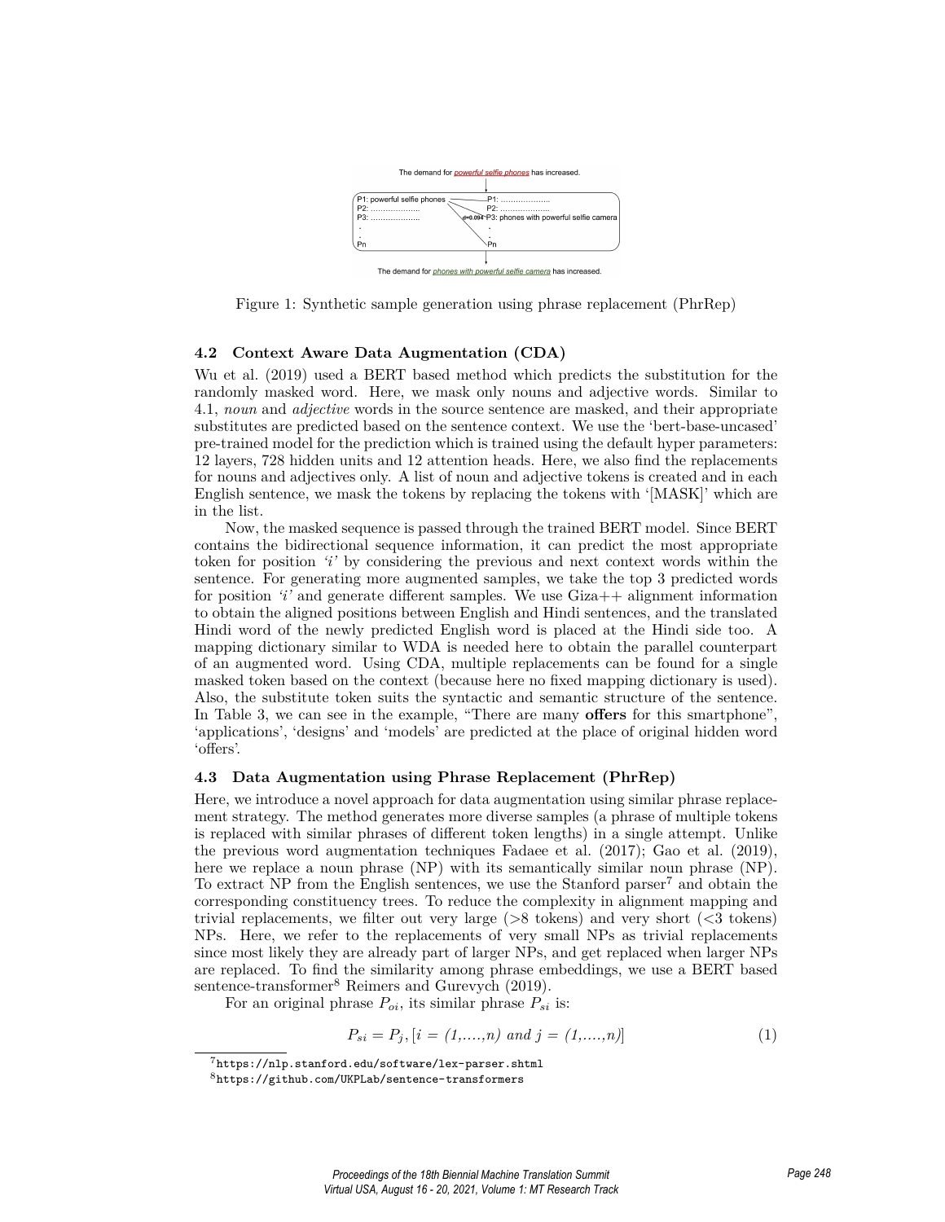Figure 1: Synthetic sample generation using phrase replacement (PhrRep)

### 4.2 Context Aware Data Augmentation (CDA)

Wu et al. (2019) used a BERT based method which predicts the substitution for the randomly masked word. Here, we mask only nouns and adjective words. Similar to 4.1, *noun* and *adjective* words in the source sentence are masked, and their appropriate substitutes are predicted based on the sentence context. We use the 'bert-base-uncased' pre-trained model for the prediction which is trained using the default hyper parameters: 12 layers, 728 hidden units and 12 attention heads. Here, we also find the replacements for nouns and adjectives only. A list of noun and adjective tokens is created and in each English sentence, we mask the tokens by replacing the tokens with '[MASK]' which are in the list.

Now, the masked sequence is passed through the trained BERT model. Since BERT contains the bidirectional sequence information, it can predict the most appropriate token for position *'i'* by considering the previous and next context words within the sentence. For generating more augmented samples, we take the top 3 predicted words for position *'i'* and generate different samples. We use Giza++ alignment information to obtain the aligned positions between English and Hindi sentences, and the translated Hindi word of the newly predicted English word is placed at the Hindi side too. A mapping dictionary similar to WDA is needed here to obtain the parallel counterpart of an augmented word. Using CDA, multiple replacements can be found for a single masked token based on the context (because here no fixed mapping dictionary is used). Also, the substitute token suits the syntactic and semantic structure of the sentence. In Table 3, we can see in the example, "There are many **offers** for this smartphone", 'applications', 'designs' and 'models' are predicted at the place of original hidden word 'offers'.

### 4.3 Data Augmentation using Phrase Replacement (PhrRep)

Here, we introduce a novel approach for data augmentation using similar phrase replacement strategy. The method generates more diverse samples (a phrase of multiple tokens is replaced with similar phrases of different token lengths) in a single attempt. Unlike the previous word augmentation techniques Fadaee et al. (2017); Gao et al. (2019), here we replace a noun phrase (NP) with its semantically similar noun phrase (NP). To extract NP from the English sentences, we use the Stanford parser[7] and obtain the corresponding constituency trees. To reduce the complexity in alignment mapping and trivial replacements, we filter out very large (>8 tokens) and very short (<3 tokens) NPs. Here, we refer to the replacements of very small NPs as trivial replacements since most likely they are already part of larger NPs, and get replaced when larger NPs are replaced. To find the similarity among phrase embeddings, we use a BERT based sentence-transformer[8] Reimers and Gurevych (2019).

For an original phrase $P_{oi}$, its similar phrase $P_{si}$ is:

$$P_{si} = P_j, [i = (1,....,n) \text{ and } j = (1,....,n)] \quad (1)$$

[7] https://nlp.stanford.edu/software/lex-parser.shtml

[8] https://github.com/UKPLab/sentence-transformers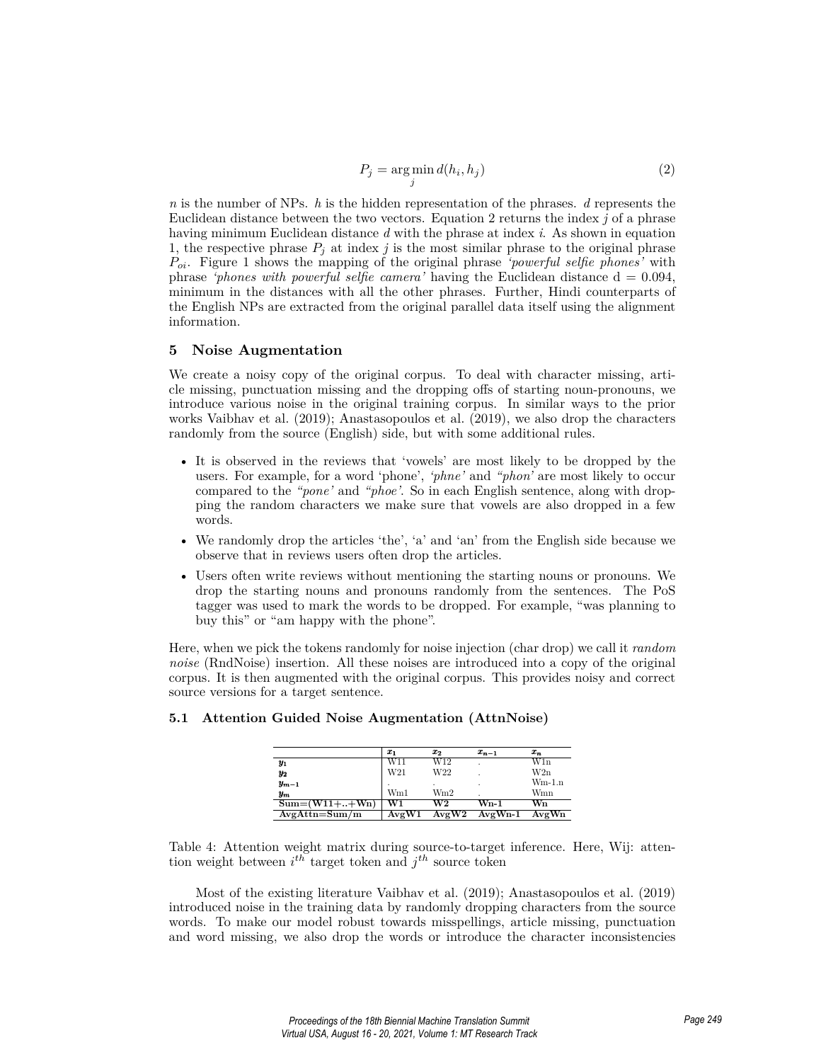$$P_j = \arg\min_j d(h_i, h_j) \tag{2}$$

$n$ is the number of NPs. $h$ is the hidden representation of the phrases. $d$ represents the Euclidean distance between the two vectors. Equation 2 returns the index $j$ of a phrase having minimum Euclidean distance $d$ with the phrase at index $i$. As shown in equation 1, the respective phrase $P_j$ at index $j$ is the most similar phrase to the original phrase $P_{oi}$. Figure 1 shows the mapping of the original phrase *'powerful selfie phones'* with phrase *'phones with powerful selfie camera'* having the Euclidean distance d = 0.094, minimum in the distances with all the other phrases. Further, Hindi counterparts of the English NPs are extracted from the original parallel data itself using the alignment information.

## 5 Noise Augmentation

We create a noisy copy of the original corpus. To deal with character missing, article missing, punctuation missing and the dropping offs of starting noun-pronouns, we introduce various noise in the original training corpus. In similar ways to the prior works Vaibhav et al. (2019); Anastasopoulos et al. (2019), we also drop the characters randomly from the source (English) side, but with some additional rules.

- It is observed in the reviews that 'vowels' are most likely to be dropped by the users. For example, for a word 'phone', *'phne'* and *"phon'* are most likely to occur compared to the *"pone'* and *"phoe'*. So in each English sentence, along with dropping the random characters we make sure that vowels are also dropped in a few words.
- We randomly drop the articles 'the', 'a' and 'an' from the English side because we observe that in reviews users often drop the articles.
- Users often write reviews without mentioning the starting nouns or pronouns. We drop the starting nouns and pronouns randomly from the sentences. The PoS tagger was used to mark the words to be dropped. For example, "was planning to buy this" or "am happy with the phone".

Here, when we pick the tokens randomly for noise injection (char drop) we call it *random noise* (RndNoise) insertion. All these noises are introduced into a copy of the original corpus. It is then augmented with the original corpus. This provides noisy and correct source versions for a target sentence.

### 5.1 Attention Guided Noise Augmentation (AttnNoise)

| | $x_1$ | $x_2$ | $x_{n-1}$ | $x_n$ |
|---|---|---|---|---|
| $y_1$ | W11 | W12 | . | W1n |
| $y_2$ | W21 | W22 | . | W2n |
| $y_{m-1}$ | . | . | . | Wm-1.n |
| $y_m$ | Wm1 | Wm2 | . | Wmn |
| **Sum=(W11+..+Wn)** | **W1** | **W2** | **Wn-1** | **Wn** |
| **AvgAttn=Sum/m** | **AvgW1** | **AvgW2** | **AvgWn-1** | **AvgWn** |

Table 4: Attention weight matrix during source-to-target inference. Here, Wij: attention weight between $i^{th}$ target token and $j^{th}$ source token

Most of the existing literature Vaibhav et al. (2019); Anastasopoulos et al. (2019) introduced noise in the training data by randomly dropping characters from the source words. To make our model robust towards misspellings, article missing, punctuation and word missing, we also drop the words or introduce the character inconsistencies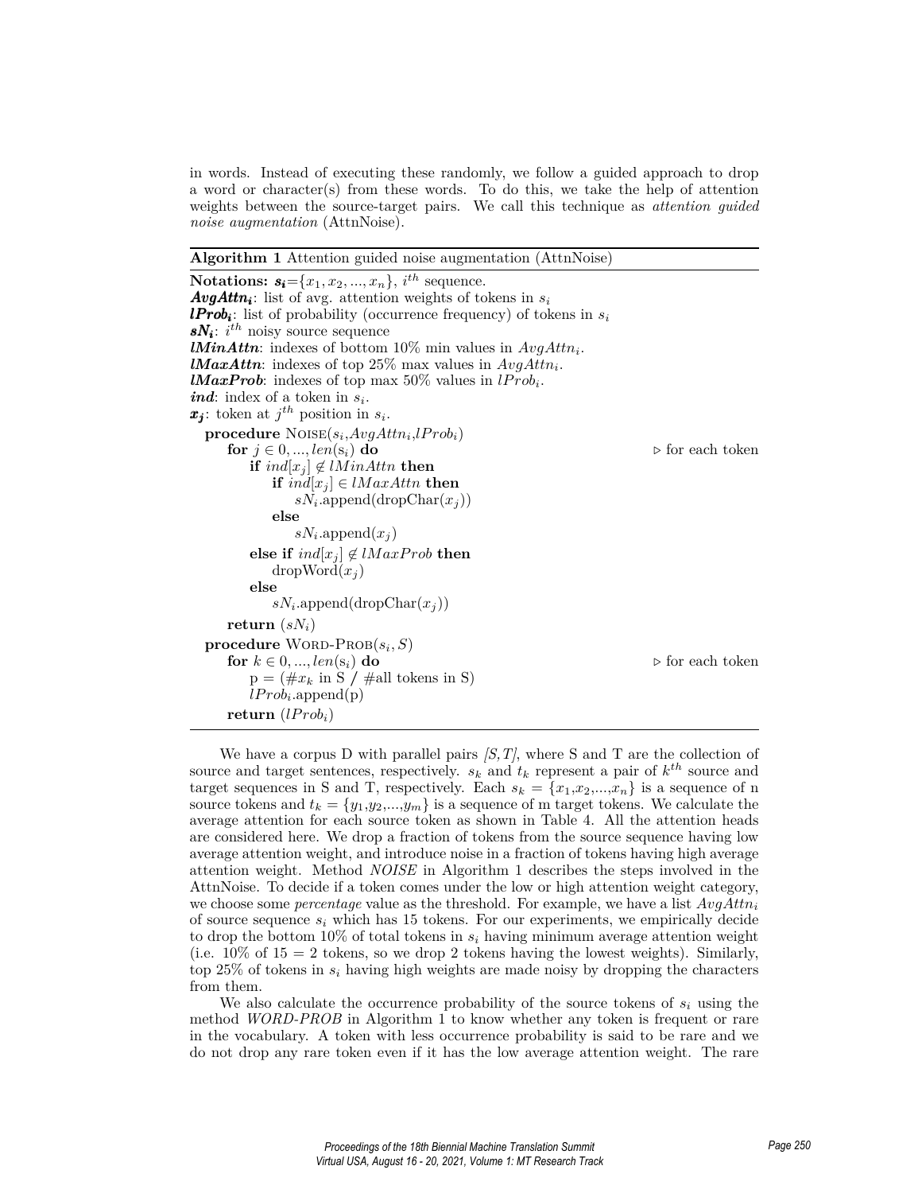in words. Instead of executing these randomly, we follow a guided approach to drop a word or character(s) from these words. To do this, we take the help of attention weights between the source-target pairs. We call this technique as *attention guided noise augmentation* (AttnNoise).

---

**Algorithm 1** Attention guided noise augmentation (AttnNoise)

---

**Notations:** $\boldsymbol{s_i}$=$\{x_1, x_2, ..., x_n\}$, $i^{th}$ sequence.
***AvgAttn$_i$***: list of avg. attention weights of tokens in $s_i$
***lProb$_i$***: list of probability (occurrence frequency) of tokens in $s_i$
***sN$_i$***: $i^{th}$ noisy source sequence
***lMinAttn***: indexes of bottom 10% min values in $AvgAttn_i$.
***lMaxAttn***: indexes of top 25% max values in $AvgAttn_i$.
***lMaxProb***: indexes of top max 50% values in $lProb_i$.
***ind***: index of a token in $s_i$.
$\boldsymbol{x_j}$: token at $j^{th}$ position in $s_i$.

```
procedure NOISE(s_i, AvgAttn_i, lProb_i)
    for j ∈ 0, ..., len(s_i) do                          ▷ for each token
        if ind[x_j] ∉ lMinAttn then
            if ind[x_j] ∈ lMaxAttn then
                sN_i.append(dropChar(x_j))
            else
                sN_i.append(x_j)
        else if ind[x_j] ∉ lMaxProb then
            dropWord(x_j)
        else
            sN_i.append(dropChar(x_j))
    return (sN_i)
procedure WORD-PROB(s_i, S)
    for k ∈ 0, ..., len(s_i) do                          ▷ for each token
        p = (#x_k in S / #all tokens in S)
        lProb_i.append(p)
    return (lProb_i)
```

---

We have a corpus D with parallel pairs *[S, T]*, where S and T are the collection of source and target sentences, respectively. $s_k$ and $t_k$ represent a pair of $k^{th}$ source and target sequences in S and T, respectively. Each $s_k = \{x_1, x_2, ..., x_n\}$ is a sequence of n source tokens and $t_k = \{y_1, y_2, ..., y_m\}$ is a sequence of m target tokens. We calculate the average attention for each source token as shown in Table 4. All the attention heads are considered here. We drop a fraction of tokens from the source sequence having low average attention weight, and introduce noise in a fraction of tokens having high average attention weight. Method *NOISE* in Algorithm 1 describes the steps involved in the AttnNoise. To decide if a token comes under the low or high attention weight category, we choose some *percentage* value as the threshold. For example, we have a list $AvgAttn_i$ of source sequence $s_i$ which has 15 tokens. For our experiments, we empirically decide to drop the bottom 10% of total tokens in $s_i$ having minimum average attention weight (i.e. 10% of 15 = 2 tokens, so we drop 2 tokens having the lowest weights). Similarly, top 25% of tokens in $s_i$ having high weights are made noisy by dropping the characters from them.

We also calculate the occurrence probability of the source tokens of $s_i$ using the method *WORD-PROB* in Algorithm 1 to know whether any token is frequent or rare in the vocabulary. A token with less occurrence probability is said to be rare and we do not drop any rare token even if it has the low average attention weight. The rare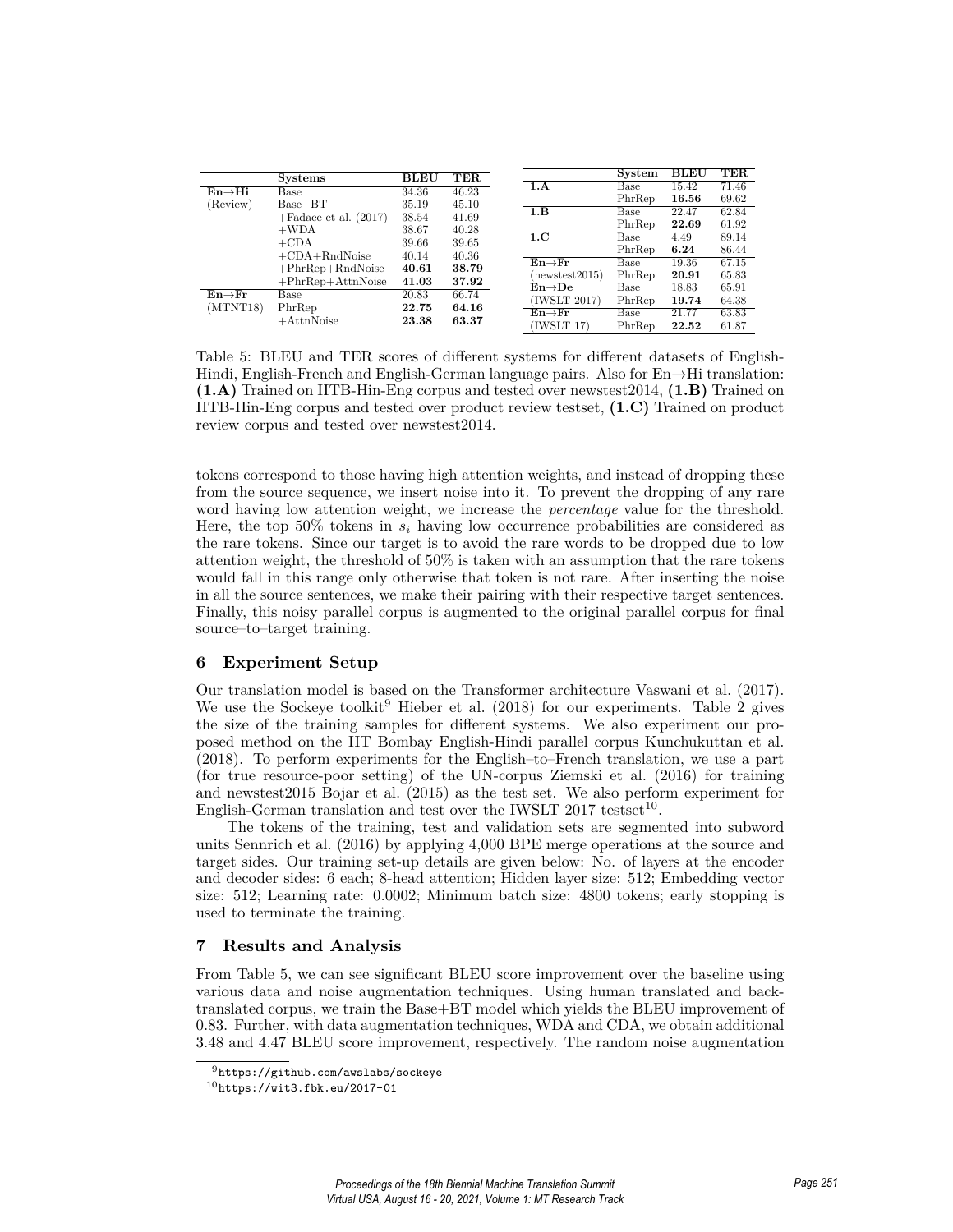| | Systems | BLEU | TER |
|---|---|---|---|
| **En→Hi** | Base | 34.36 | 46.23 |
| (Review) | Base+BT | 35.19 | 45.10 |
| | +Fadaee et al. (2017) | 38.54 | 41.69 |
| | +WDA | 38.67 | 40.28 |
| | +CDA | 39.66 | 39.65 |
| | +CDA+RndNoise | 40.14 | 40.36 |
| | +PhrRep+RndNoise | **40.61** | **38.79** |
| | +PhrRep+AttnNoise | **41.03** | **37.92** |
| **En→Fr** | Base | 20.83 | 66.74 |
| (MTNT18) | PhrRep | **22.75** | **64.16** |
| | +AttnNoise | **23.38** | **63.37** |

| | System | BLEU | TER |
|---|---|---|---|
| **1.A** | Base | 15.42 | 71.46 |
| | PhrRep | **16.56** | 69.62 |
| **1.B** | Base | 22.47 | 62.84 |
| | PhrRep | **22.69** | 61.92 |
| **1.C** | Base | 4.49 | 89.14 |
| | PhrRep | **6.24** | 86.44 |
| **En→Fr** | Base | 19.36 | 67.15 |
| (newstest2015) | PhrRep | **20.91** | 65.83 |
| **En→De** | Base | 18.83 | 65.91 |
| (IWSLT 2017) | PhrRep | **19.74** | 64.38 |
| **En→Fr** | Base | 21.77 | 63.83 |
| (IWSLT 17) | PhrRep | **22.52** | 61.87 |

Table 5: BLEU and TER scores of different systems for different datasets of English-Hindi, English-French and English-German language pairs. Also for En→Hi translation: **(1.A)** Trained on IITB-Hin-Eng corpus and tested over newstest2014, **(1.B)** Trained on IITB-Hin-Eng corpus and tested over product review testset, **(1.C)** Trained on product review corpus and tested over newstest2014.

tokens correspond to those having high attention weights, and instead of dropping these from the source sequence, we insert noise into it. To prevent the dropping of any rare word having low attention weight, we increase the *percentage* value for the threshold. Here, the top 50% tokens in $s_i$ having low occurrence probabilities are considered as the rare tokens. Since our target is to avoid the rare words to be dropped due to low attention weight, the threshold of 50% is taken with an assumption that the rare tokens would fall in this range only otherwise that token is not rare. After inserting the noise in all the source sentences, we make their pairing with their respective target sentences. Finally, this noisy parallel corpus is augmented to the original parallel corpus for final source–to–target training.

## 6 Experiment Setup

Our translation model is based on the Transformer architecture Vaswani et al. (2017). We use the Sockeye toolkit[9] Hieber et al. (2018) for our experiments. Table 2 gives the size of the training samples for different systems. We also experiment our proposed method on the IIT Bombay English-Hindi parallel corpus Kunchukuttan et al. (2018). To perform experiments for the English–to–French translation, we use a part (for true resource-poor setting) of the UN-corpus Ziemski et al. (2016) for training and newstest2015 Bojar et al. (2015) as the test set. We also perform experiment for English-German translation and test over the IWSLT 2017 testset[10].

The tokens of the training, test and validation sets are segmented into subword units Sennrich et al. (2016) by applying 4,000 BPE merge operations at the source and target sides. Our training set-up details are given below: No. of layers at the encoder and decoder sides: 6 each; 8-head attention; Hidden layer size: 512; Embedding vector size: 512; Learning rate: 0.0002; Minimum batch size: 4800 tokens; early stopping is used to terminate the training.

## 7 Results and Analysis

From Table 5, we can see significant BLEU score improvement over the baseline using various data and noise augmentation techniques. Using human translated and back-translated corpus, we train the Base+BT model which yields the BLEU improvement of 0.83. Further, with data augmentation techniques, WDA and CDA, we obtain additional 3.48 and 4.47 BLEU score improvement, respectively. The random noise augmentation

[9] https://github.com/awslabs/sockeye

[10] https://wit3.fbk.eu/2017-01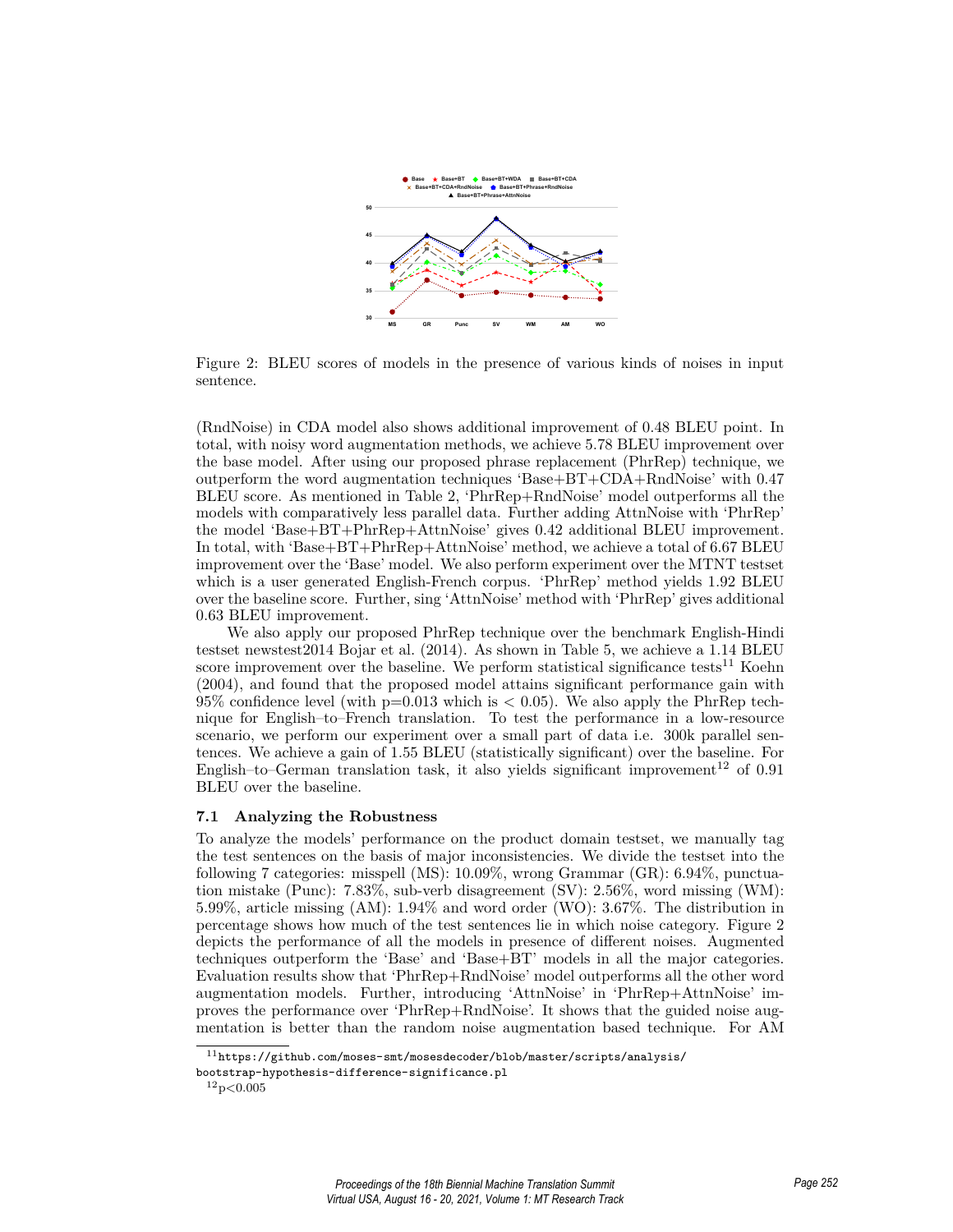Figure 2: BLEU scores of models in the presence of various kinds of noises in input sentence.

(RndNoise) in CDA model also shows additional improvement of 0.48 BLEU point. In total, with noisy word augmentation methods, we achieve 5.78 BLEU improvement over the base model. After using our proposed phrase replacement (PhrRep) technique, we outperform the word augmentation techniques 'Base+BT+CDA+RndNoise' with 0.47 BLEU score. As mentioned in Table 2, 'PhrRep+RndNoise' model outperforms all the models with comparatively less parallel data. Further adding AttnNoise with 'PhrRep' the model 'Base+BT+PhrRep+AttnNoise' gives 0.42 additional BLEU improvement. In total, with 'Base+BT+PhrRep+AttnNoise' method, we achieve a total of 6.67 BLEU improvement over the 'Base' model. We also perform experiment over the MTNT testset which is a user generated English-French corpus. 'PhrRep' method yields 1.92 BLEU over the baseline score. Further, sing 'AttnNoise' method with 'PhrRep' gives additional 0.63 BLEU improvement.

We also apply our proposed PhrRep technique over the benchmark English-Hindi testset newstest2014 Bojar et al. (2014). As shown in Table 5, we achieve a 1.14 BLEU score improvement over the baseline. We perform statistical significance tests[11] Koehn (2004), and found that the proposed model attains significant performance gain with 95% confidence level (with $p=0.013$ which is $< 0.05$). We also apply the PhrRep technique for English–to–French translation. To test the performance in a low-resource scenario, we perform our experiment over a small part of data i.e. 300k parallel sentences. We achieve a gain of 1.55 BLEU (statistically significant) over the baseline. For English–to–German translation task, it also yields significant improvement[12] of 0.91 BLEU over the baseline.

### 7.1 Analyzing the Robustness

To analyze the models' performance on the product domain testset, we manually tag the test sentences on the basis of major inconsistencies. We divide the testset into the following 7 categories: misspell (MS): 10.09%, wrong Grammar (GR): 6.94%, punctuation mistake (Punc): 7.83%, sub-verb disagreement (SV): 2.56%, word missing (WM): 5.99%, article missing (AM): 1.94% and word order (WO): 3.67%. The distribution in percentage shows how much of the test sentences lie in which noise category. Figure 2 depicts the performance of all the models in presence of different noises. Augmented techniques outperform the 'Base' and 'Base+BT' models in all the major categories. Evaluation results show that 'PhrRep+RndNoise' model outperforms all the other word augmentation models. Further, introducing 'AttnNoise' in 'PhrRep+AttnNoise' improves the performance over 'PhrRep+RndNoise'. It shows that the guided noise augmentation is better than the random noise augmentation based technique. For AM

[11] https://github.com/moses-smt/mosesdecoder/blob/master/scripts/analysis/bootstrap-hypothesis-difference-significance.pl

[12] $p<0.005$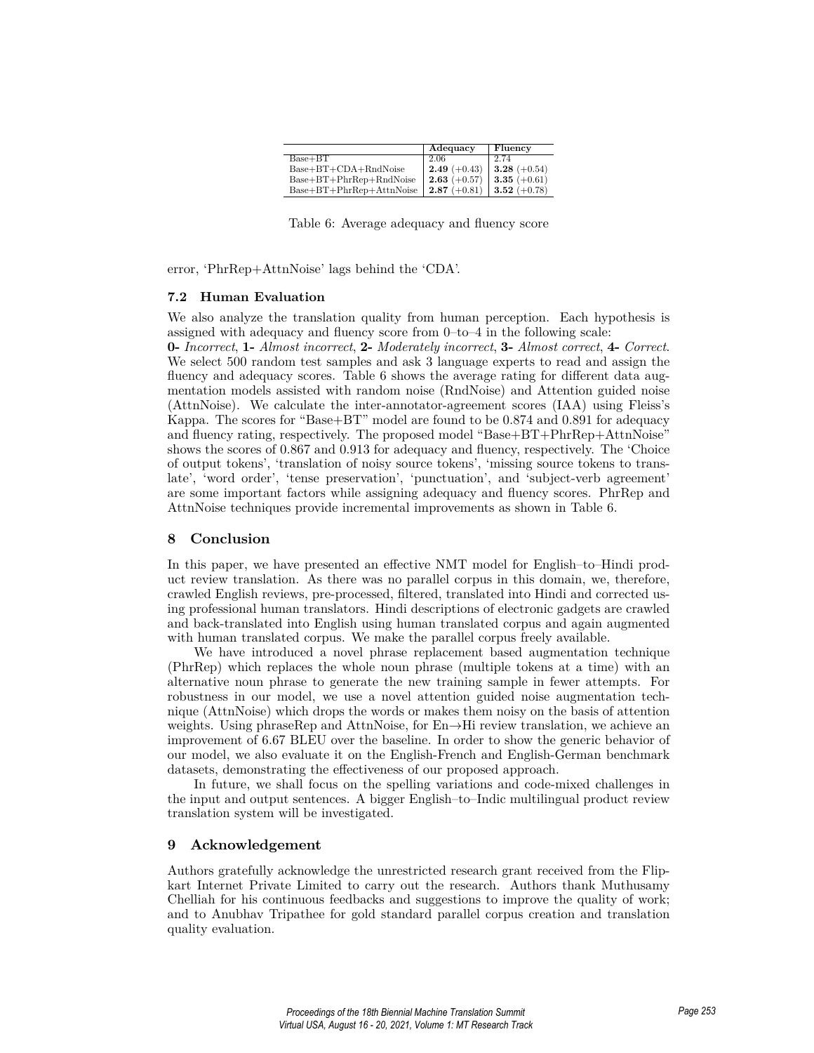| | Adequacy | Fluency |
|---|---|---|
| Base+BT | 2.06 | 2.74 |
| Base+BT+CDA+RndNoise | **2.49** (+0.43) | **3.28** (+0.54) |
| Base+BT+PhrRep+RndNoise | **2.63** (+0.57) | **3.35** (+0.61) |
| Base+BT+PhrRep+AttnNoise | **2.87** (+0.81) | **3.52** (+0.78) |

Table 6: Average adequacy and fluency score

error, 'PhrRep+AttnNoise' lags behind the 'CDA'.

### 7.2 Human Evaluation

We also analyze the translation quality from human perception. Each hypothesis is assigned with adequacy and fluency score from 0–to–4 in the following scale:
**0-** *Incorrect*, **1-** *Almost incorrect*, **2-** *Moderately incorrect*, **3-** *Almost correct*, **4-** *Correct*. We select 500 random test samples and ask 3 language experts to read and assign the fluency and adequacy scores. Table 6 shows the average rating for different data augmentation models assisted with random noise (RndNoise) and Attention guided noise (AttnNoise). We calculate the inter-annotator-agreement scores (IAA) using Fleiss's Kappa. The scores for "Base+BT" model are found to be 0.874 and 0.891 for adequacy and fluency rating, respectively. The proposed model "Base+BT+PhrRep+AttnNoise" shows the scores of 0.867 and 0.913 for adequacy and fluency, respectively. The 'Choice of output tokens', 'translation of noisy source tokens', 'missing source tokens to translate', 'word order', 'tense preservation', 'punctuation', and 'subject-verb agreement' are some important factors while assigning adequacy and fluency scores. PhrRep and AttnNoise techniques provide incremental improvements as shown in Table 6.

## 8 Conclusion

In this paper, we have presented an effective NMT model for English–to–Hindi product review translation. As there was no parallel corpus in this domain, we, therefore, crawled English reviews, pre-processed, filtered, translated into Hindi and corrected using professional human translators. Hindi descriptions of electronic gadgets are crawled and back-translated into English using human translated corpus and again augmented with human translated corpus. We make the parallel corpus freely available.

We have introduced a novel phrase replacement based augmentation technique (PhrRep) which replaces the whole noun phrase (multiple tokens at a time) with an alternative noun phrase to generate the new training sample in fewer attempts. For robustness in our model, we use a novel attention guided noise augmentation technique (AttnNoise) which drops the words or makes them noisy on the basis of attention weights. Using phraseRep and AttnNoise, for En→Hi review translation, we achieve an improvement of 6.67 BLEU over the baseline. In order to show the generic behavior of our model, we also evaluate it on the English-French and English-German benchmark datasets, demonstrating the effectiveness of our proposed approach.

In future, we shall focus on the spelling variations and code-mixed challenges in the input and output sentences. A bigger English–to–Indic multilingual product review translation system will be investigated.

## 9 Acknowledgement

Authors gratefully acknowledge the unrestricted research grant received from the Flipkart Internet Private Limited to carry out the research. Authors thank Muthusamy Chelliah for his continuous feedbacks and suggestions to improve the quality of work; and to Anubhav Tripathee for gold standard parallel corpus creation and translation quality evaluation.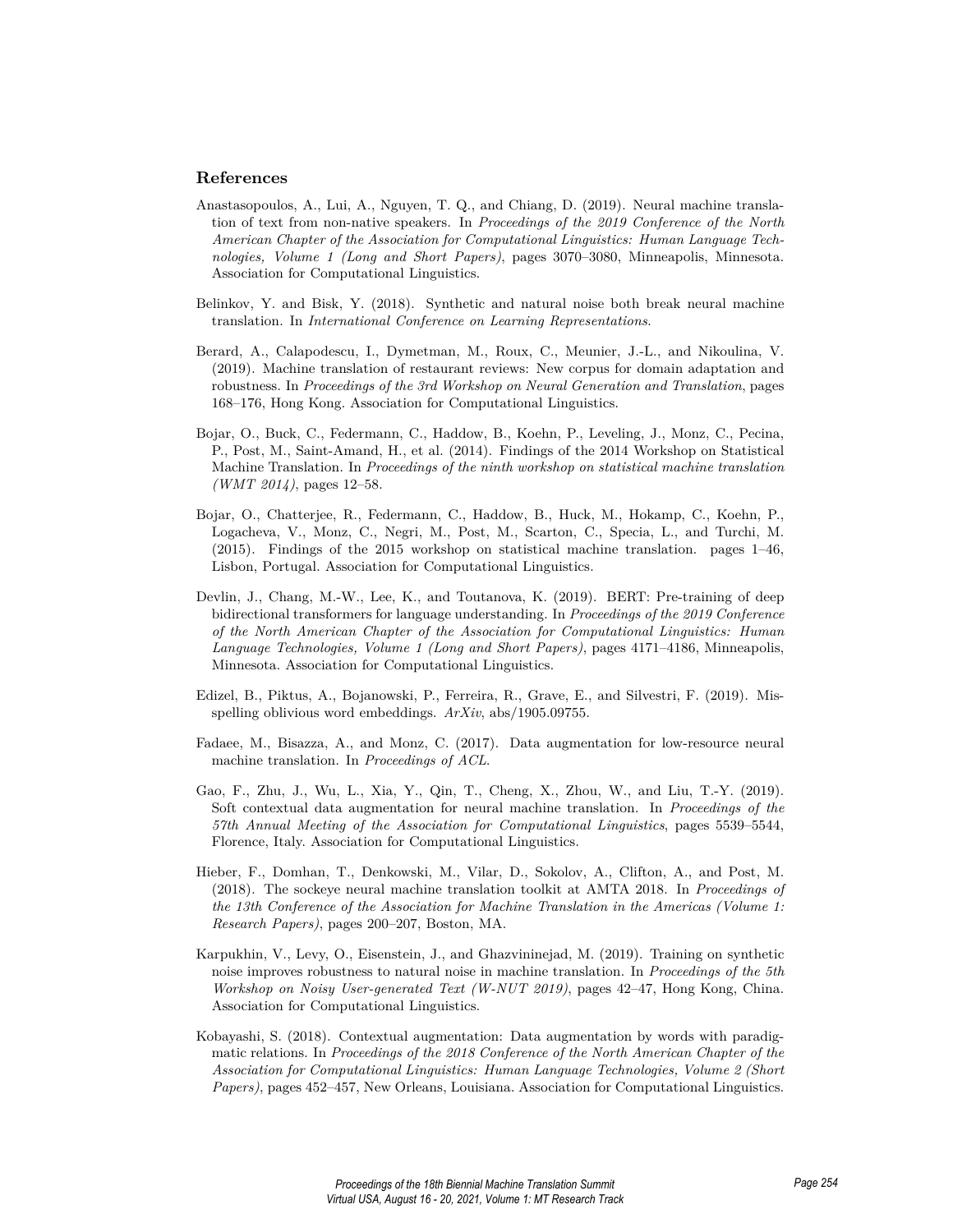## References

Anastasopoulos, A., Lui, A., Nguyen, T. Q., and Chiang, D. (2019). Neural machine translation of text from non-native speakers. In *Proceedings of the 2019 Conference of the North American Chapter of the Association for Computational Linguistics: Human Language Technologies, Volume 1 (Long and Short Papers)*, pages 3070–3080, Minneapolis, Minnesota. Association for Computational Linguistics.

Belinkov, Y. and Bisk, Y. (2018). Synthetic and natural noise both break neural machine translation. In *International Conference on Learning Representations*.

Berard, A., Calapodescu, I., Dymetman, M., Roux, C., Meunier, J.-L., and Nikoulina, V. (2019). Machine translation of restaurant reviews: New corpus for domain adaptation and robustness. In *Proceedings of the 3rd Workshop on Neural Generation and Translation*, pages 168–176, Hong Kong. Association for Computational Linguistics.

Bojar, O., Buck, C., Federmann, C., Haddow, B., Koehn, P., Leveling, J., Monz, C., Pecina, P., Post, M., Saint-Amand, H., et al. (2014). Findings of the 2014 Workshop on Statistical Machine Translation. In *Proceedings of the ninth workshop on statistical machine translation (WMT 2014)*, pages 12–58.

Bojar, O., Chatterjee, R., Federmann, C., Haddow, B., Huck, M., Hokamp, C., Koehn, P., Logacheva, V., Monz, C., Negri, M., Post, M., Scarton, C., Specia, L., and Turchi, M. (2015). Findings of the 2015 workshop on statistical machine translation. pages 1–46, Lisbon, Portugal. Association for Computational Linguistics.

Devlin, J., Chang, M.-W., Lee, K., and Toutanova, K. (2019). BERT: Pre-training of deep bidirectional transformers for language understanding. In *Proceedings of the 2019 Conference of the North American Chapter of the Association for Computational Linguistics: Human Language Technologies, Volume 1 (Long and Short Papers)*, pages 4171–4186, Minneapolis, Minnesota. Association for Computational Linguistics.

Edizel, B., Piktus, A., Bojanowski, P., Ferreira, R., Grave, E., and Silvestri, F. (2019). Misspelling oblivious word embeddings. *ArXiv*, abs/1905.09755.

Fadaee, M., Bisazza, A., and Monz, C. (2017). Data augmentation for low-resource neural machine translation. In *Proceedings of ACL*.

Gao, F., Zhu, J., Wu, L., Xia, Y., Qin, T., Cheng, X., Zhou, W., and Liu, T.-Y. (2019). Soft contextual data augmentation for neural machine translation. In *Proceedings of the 57th Annual Meeting of the Association for Computational Linguistics*, pages 5539–5544, Florence, Italy. Association for Computational Linguistics.

Hieber, F., Domhan, T., Denkowski, M., Vilar, D., Sokolov, A., Clifton, A., and Post, M. (2018). The sockeye neural machine translation toolkit at AMTA 2018. In *Proceedings of the 13th Conference of the Association for Machine Translation in the Americas (Volume 1: Research Papers)*, pages 200–207, Boston, MA.

Karpukhin, V., Levy, O., Eisenstein, J., and Ghazvininejad, M. (2019). Training on synthetic noise improves robustness to natural noise in machine translation. In *Proceedings of the 5th Workshop on Noisy User-generated Text (W-NUT 2019)*, pages 42–47, Hong Kong, China. Association for Computational Linguistics.

Kobayashi, S. (2018). Contextual augmentation: Data augmentation by words with paradigmatic relations. In *Proceedings of the 2018 Conference of the North American Chapter of the Association for Computational Linguistics: Human Language Technologies, Volume 2 (Short Papers)*, pages 452–457, New Orleans, Louisiana. Association for Computational Linguistics.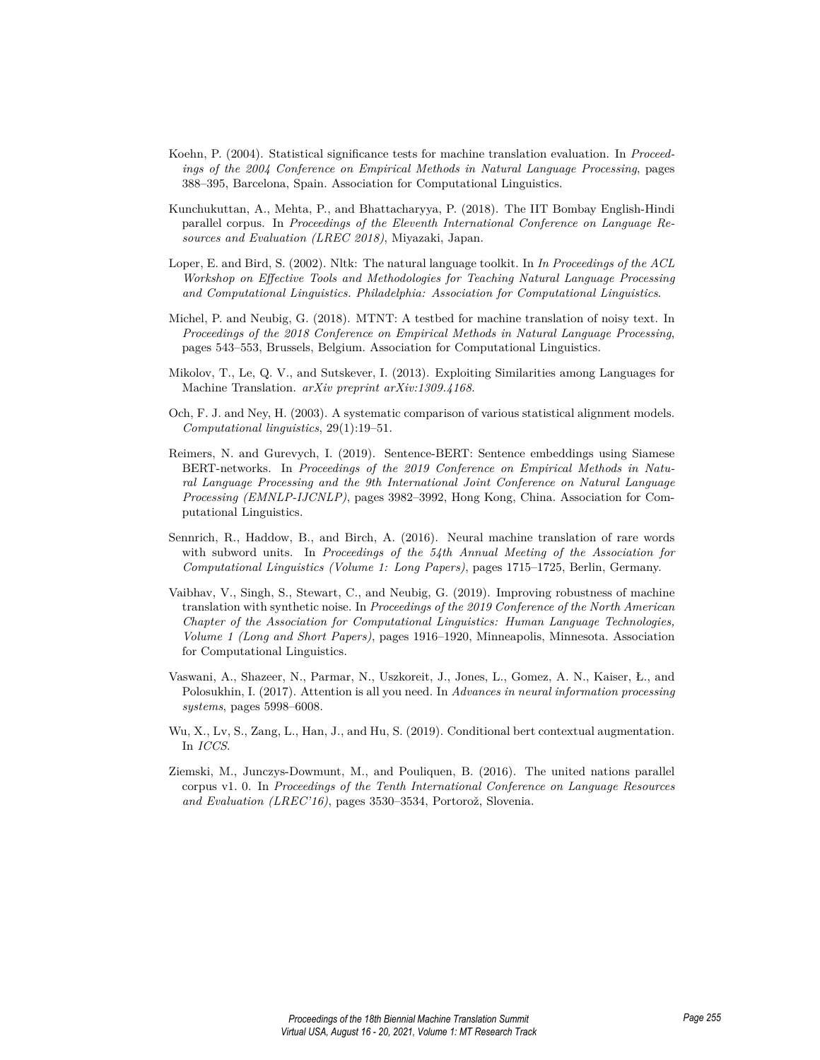Koehn, P. (2004). Statistical significance tests for machine translation evaluation. In *Proceedings of the 2004 Conference on Empirical Methods in Natural Language Processing*, pages 388–395, Barcelona, Spain. Association for Computational Linguistics.

Kunchukuttan, A., Mehta, P., and Bhattacharyya, P. (2018). The IIT Bombay English-Hindi parallel corpus. In *Proceedings of the Eleventh International Conference on Language Resources and Evaluation (LREC 2018)*, Miyazaki, Japan.

Loper, E. and Bird, S. (2002). Nltk: The natural language toolkit. In *In Proceedings of the ACL Workshop on Effective Tools and Methodologies for Teaching Natural Language Processing and Computational Linguistics. Philadelphia: Association for Computational Linguistics*.

Michel, P. and Neubig, G. (2018). MTNT: A testbed for machine translation of noisy text. In *Proceedings of the 2018 Conference on Empirical Methods in Natural Language Processing*, pages 543–553, Brussels, Belgium. Association for Computational Linguistics.

Mikolov, T., Le, Q. V., and Sutskever, I. (2013). Exploiting Similarities among Languages for Machine Translation. *arXiv preprint arXiv:1309.4168*.

Och, F. J. and Ney, H. (2003). A systematic comparison of various statistical alignment models. *Computational linguistics*, 29(1):19–51.

Reimers, N. and Gurevych, I. (2019). Sentence-BERT: Sentence embeddings using Siamese BERT-networks. In *Proceedings of the 2019 Conference on Empirical Methods in Natural Language Processing and the 9th International Joint Conference on Natural Language Processing (EMNLP-IJCNLP)*, pages 3982–3992, Hong Kong, China. Association for Computational Linguistics.

Sennrich, R., Haddow, B., and Birch, A. (2016). Neural machine translation of rare words with subword units. In *Proceedings of the 54th Annual Meeting of the Association for Computational Linguistics (Volume 1: Long Papers)*, pages 1715–1725, Berlin, Germany.

Vaibhav, V., Singh, S., Stewart, C., and Neubig, G. (2019). Improving robustness of machine translation with synthetic noise. In *Proceedings of the 2019 Conference of the North American Chapter of the Association for Computational Linguistics: Human Language Technologies, Volume 1 (Long and Short Papers)*, pages 1916–1920, Minneapolis, Minnesota. Association for Computational Linguistics.

Vaswani, A., Shazeer, N., Parmar, N., Uszkoreit, J., Jones, L., Gomez, A. N., Kaiser, Ł., and Polosukhin, I. (2017). Attention is all you need. In *Advances in neural information processing systems*, pages 5998–6008.

Wu, X., Lv, S., Zang, L., Han, J., and Hu, S. (2019). Conditional bert contextual augmentation. In *ICCS*.

Ziemski, M., Junczys-Dowmunt, M., and Pouliquen, B. (2016). The united nations parallel corpus v1. 0. In *Proceedings of the Tenth International Conference on Language Resources and Evaluation (LREC'16)*, pages 3530–3534, Portorož, Slovenia.